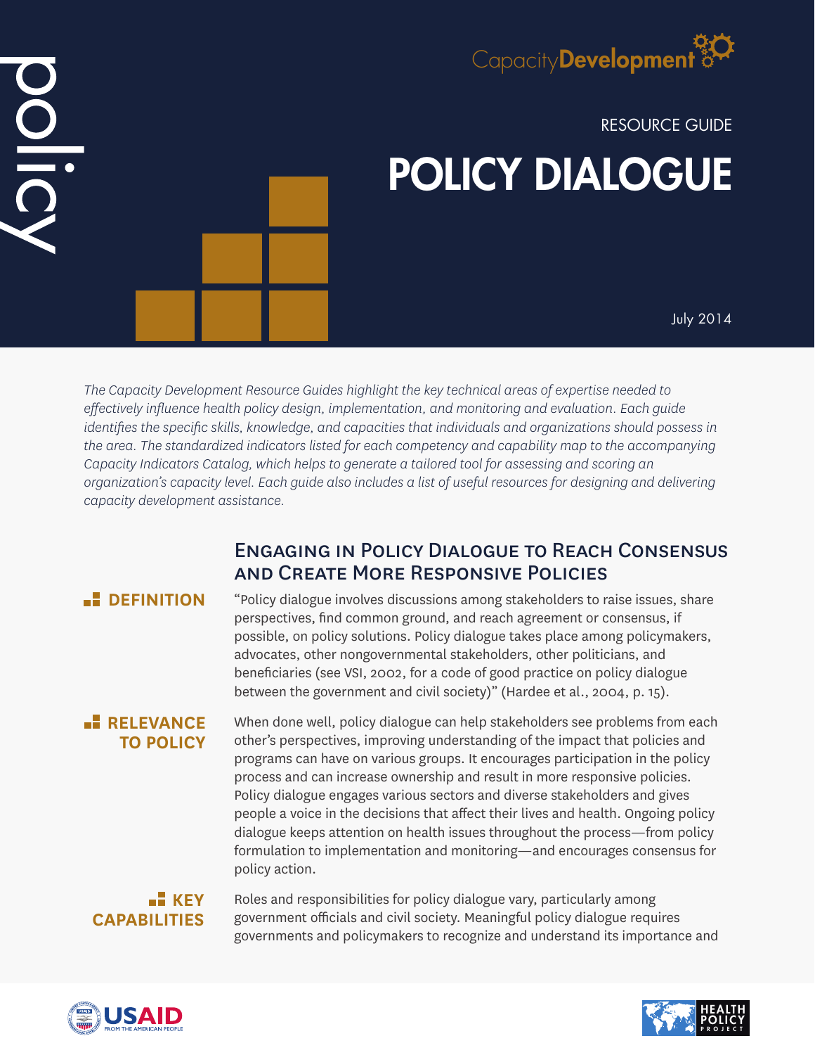policy

CapacityDevelopment

RESOURCE GUIDE

# POLICY DIALOGUE

July 2014

*The Capacity Development Resource Guides highlight the key technical areas of expertise needed to effectively influence health policy design, implementation, and monitoring and evaluation. Each guide identifies the specific skills, knowledge, and capacities that individuals and organizations should possess in the area. The standardized indicators listed for each competency and capability map to the accompanying Capacity Indicators Catalog, which helps to generate a tailored tool for assessing and scoring an organization's capacity level. Each guide also includes a list of useful resources for designing and delivering capacity development assistance.*

## Engaging in Policy Dialogue to Reach Consensus and Create More Responsive Policies

### DEFINITION

"Policy dialogue involves discussions among stakeholders to raise issues, share perspectives, find common ground, and reach agreement or consensus, if possible, on policy solutions. Policy dialogue takes place among policymakers, advocates, other nongovernmental stakeholders, other politicians, and beneficiaries (see VSI, 2002, for a code of good practice on policy dialogue between the government and civil society)" (Hardee et al., 2004, p. 15).

### RELEVANCE TO POLICY

When done well, policy dialogue can help stakeholders see problems from each other's perspectives, improving understanding of the impact that policies and programs can have on various groups. It encourages participation in the policy process and can increase ownership and result in more responsive policies. Policy dialogue engages various sectors and diverse stakeholders and gives people a voice in the decisions that affect their lives and health. Ongoing policy dialogue keeps attention on health issues throughout the process—from policy formulation to implementation and monitoring—and encourages consensus for policy action.

### KEY CAPABILITIES

Roles and responsibilities for policy dialogue vary, particularly among government officials and civil society. Meaningful policy dialogue requires governments and policymakers to recognize and understand its importance and

USAID FROM THE AMERICAN PEOPLE

HEALTH POLICY PROJECT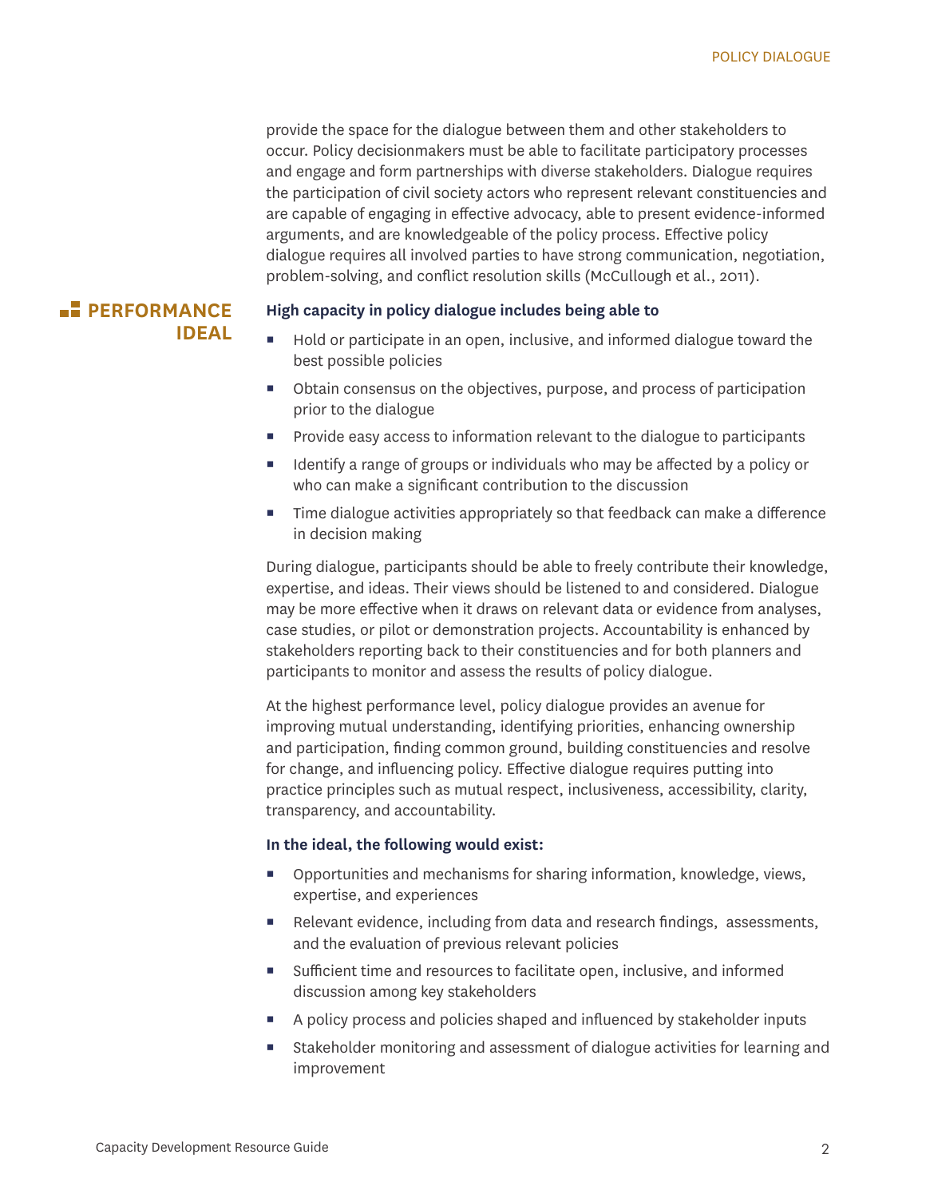provide the space for the dialogue between them and other stakeholders to occur. Policy decisionmakers must be able to facilitate participatory processes and engage and form partnerships with diverse stakeholders. Dialogue requires the participation of civil society actors who represent relevant constituencies and are capable of engaging in effective advocacy, able to present evidence-informed arguments, and are knowledgeable of the policy process. Effective policy dialogue requires all involved parties to have strong communication, negotiation, problem-solving, and conflict resolution skills (McCullough et al., 2011).

## PERFORMANCE IDEAL

**High capacity in policy dialogue includes being able to**

- Hold or participate in an open, inclusive, and informed dialogue toward the best possible policies
- Obtain consensus on the objectives, purpose, and process of participation prior to the dialogue
- Provide easy access to information relevant to the dialogue to participants
- Identify a range of groups or individuals who may be affected by a policy or who can make a significant contribution to the discussion
- Time dialogue activities appropriately so that feedback can make a difference in decision making

During dialogue, participants should be able to freely contribute their knowledge, expertise, and ideas. Their views should be listened to and considered. Dialogue may be more effective when it draws on relevant data or evidence from analyses, case studies, or pilot or demonstration projects. Accountability is enhanced by stakeholders reporting back to their constituencies and for both planners and participants to monitor and assess the results of policy dialogue.

At the highest performance level, policy dialogue provides an avenue for improving mutual understanding, identifying priorities, enhancing ownership and participation, finding common ground, building constituencies and resolve for change, and influencing policy. Effective dialogue requires putting into practice principles such as mutual respect, inclusiveness, accessibility, clarity, transparency, and accountability.

**In the ideal, the following would exist:**

- Opportunities and mechanisms for sharing information, knowledge, views, expertise, and experiences
- Relevant evidence, including from data and research findings, assessments, and the evaluation of previous relevant policies
- Sufficient time and resources to facilitate open, inclusive, and informed discussion among key stakeholders
- A policy process and policies shaped and influenced by stakeholder inputs
- Stakeholder monitoring and assessment of dialogue activities for learning and improvement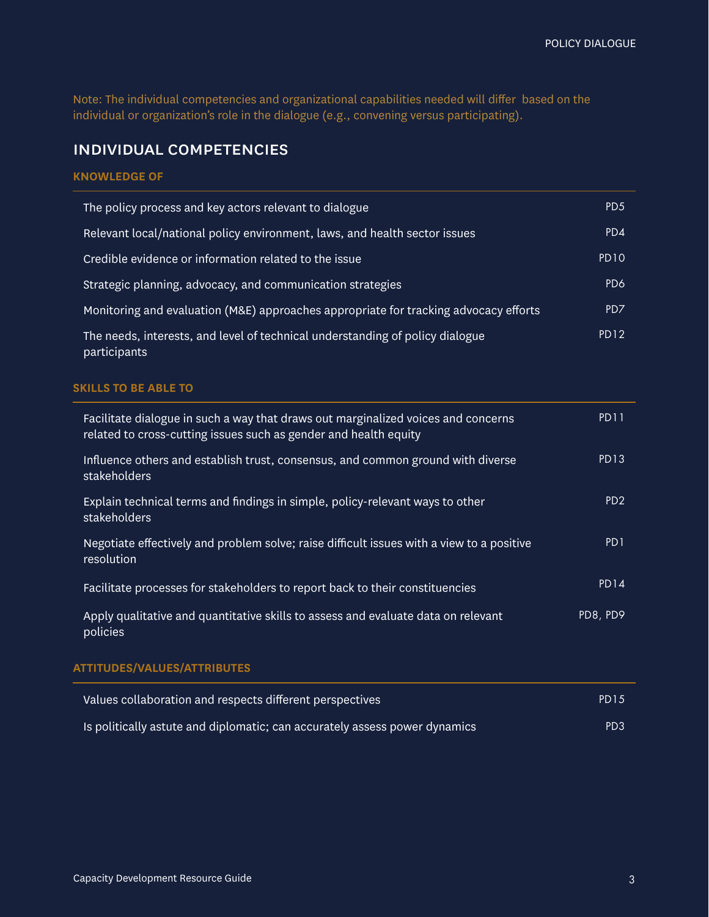Note: The individual competencies and organizational capabilities needed will differ based on the individual or organization's role in the dialogue (e.g., convening versus participating).

## INDIVIDUAL COMPETENCIES

### KNOWLEDGE OF

| | |
|---|---|
| The policy process and key actors relevant to dialogue | PD5 |
| Relevant local/national policy environment, laws, and health sector issues | PD4 |
| Credible evidence or information related to the issue | PD10 |
| Strategic planning, advocacy, and communication strategies | PD6 |
| Monitoring and evaluation (M&E) approaches appropriate for tracking advocacy efforts | PD7 |
| The needs, interests, and level of technical understanding of policy dialogue participants | PD12 |

### SKILLS TO BE ABLE TO

| | |
|---|---|
| Facilitate dialogue in such a way that draws out marginalized voices and concerns related to cross-cutting issues such as gender and health equity | PD11 |
| Influence others and establish trust, consensus, and common ground with diverse stakeholders | PD13 |
| Explain technical terms and findings in simple, policy-relevant ways to other stakeholders | PD2 |
| Negotiate effectively and problem solve; raise difficult issues with a view to a positive resolution | PD1 |
| Facilitate processes for stakeholders to report back to their constituencies | PD14 |
| Apply qualitative and quantitative skills to assess and evaluate data on relevant policies | PD8, PD9 |

### ATTITUDES/VALUES/ATTRIBUTES

| | |
|---|---|
| Values collaboration and respects different perspectives | PD15 |
| Is politically astute and diplomatic; can accurately assess power dynamics | PD3 |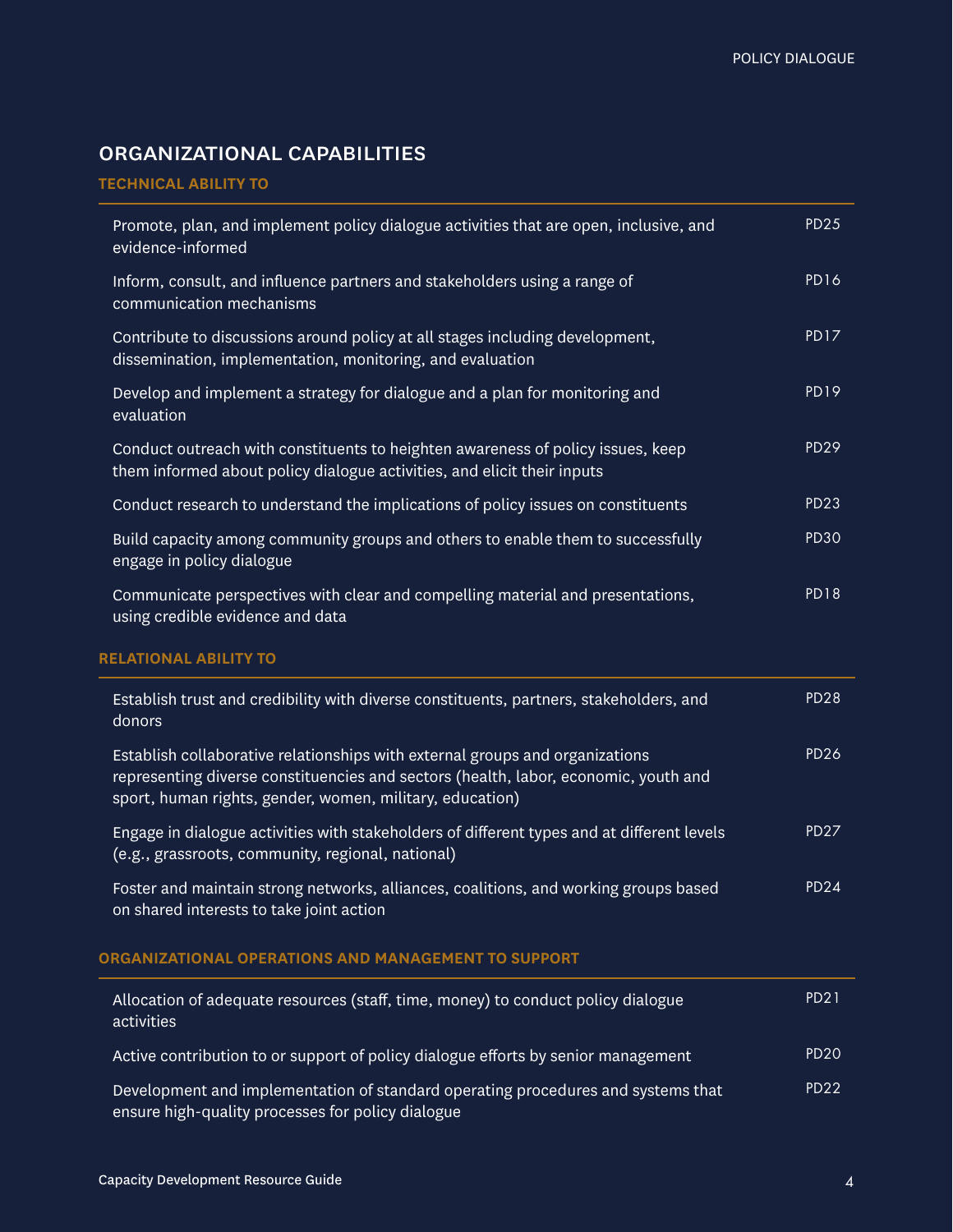## ORGANIZATIONAL CAPABILITIES

### TECHNICAL ABILITY TO

| | |
|---|---|
| Promote, plan, and implement policy dialogue activities that are open, inclusive, and evidence-informed | PD25 |
| Inform, consult, and influence partners and stakeholders using a range of communication mechanisms | PD16 |
| Contribute to discussions around policy at all stages including development, dissemination, implementation, monitoring, and evaluation | PD17 |
| Develop and implement a strategy for dialogue and a plan for monitoring and evaluation | PD19 |
| Conduct outreach with constituents to heighten awareness of policy issues, keep them informed about policy dialogue activities, and elicit their inputs | PD29 |
| Conduct research to understand the implications of policy issues on constituents | PD23 |
| Build capacity among community groups and others to enable them to successfully engage in policy dialogue | PD30 |
| Communicate perspectives with clear and compelling material and presentations, using credible evidence and data | PD18 |

### RELATIONAL ABILITY TO

| | |
|---|---|
| Establish trust and credibility with diverse constituents, partners, stakeholders, and donors | PD28 |
| Establish collaborative relationships with external groups and organizations representing diverse constituencies and sectors (health, labor, economic, youth and sport, human rights, gender, women, military, education) | PD26 |
| Engage in dialogue activities with stakeholders of different types and at different levels (e.g., grassroots, community, regional, national) | PD27 |
| Foster and maintain strong networks, alliances, coalitions, and working groups based on shared interests to take joint action | PD24 |

### ORGANIZATIONAL OPERATIONS AND MANAGEMENT TO SUPPORT

| | |
|---|---|
| Allocation of adequate resources (staff, time, money) to conduct policy dialogue activities | PD21 |
| Active contribution to or support of policy dialogue efforts by senior management | PD20 |
| Development and implementation of standard operating procedures and systems that ensure high-quality processes for policy dialogue | PD22 |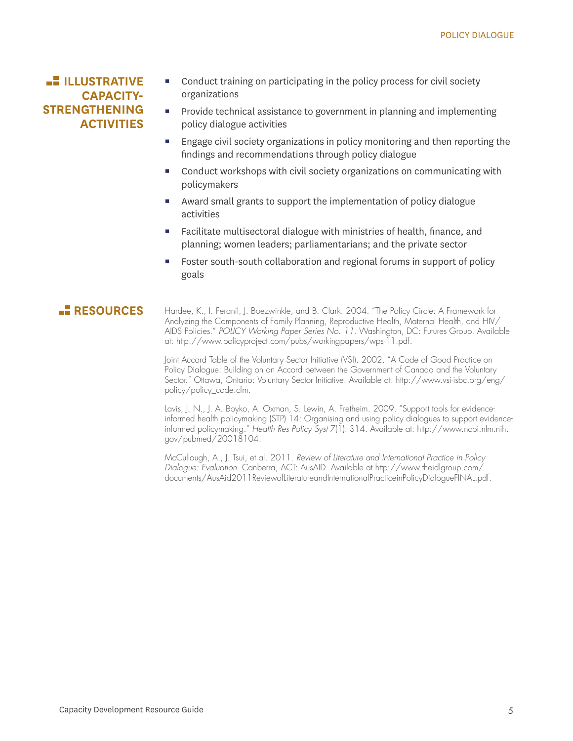## ILLUSTRATIVE CAPACITY-STRENGTHENING ACTIVITIES

- Conduct training on participating in the policy process for civil society organizations
- Provide technical assistance to government in planning and implementing policy dialogue activities
- Engage civil society organizations in policy monitoring and then reporting the findings and recommendations through policy dialogue
- Conduct workshops with civil society organizations on communicating with policymakers
- Award small grants to support the implementation of policy dialogue activities
- Facilitate multisectoral dialogue with ministries of health, finance, and planning; women leaders; parliamentarians; and the private sector
- Foster south-south collaboration and regional forums in support of policy goals

## RESOURCES

Hardee, K., I. Feranil, J. Boezwinkle, and B. Clark. 2004. "The Policy Circle: A Framework for Analyzing the Components of Family Planning, Reproductive Health, Maternal Health, and HIV/AIDS Policies." *POLICY Working Paper Series No. 11*. Washington, DC: Futures Group. Available at: http://www.policyproject.com/pubs/workingpapers/wps-11.pdf.

Joint Accord Table of the Voluntary Sector Initiative (VSI). 2002. "A Code of Good Practice on Policy Dialogue: Building on an Accord between the Government of Canada and the Voluntary Sector." Ottawa, Ontario: Voluntary Sector Initiative. Available at: http://www.vsi-isbc.org/eng/policy/policy_code.cfm.

Lavis, J. N., J. A. Boyko, A. Oxman, S. Lewin, A. Fretheim. 2009. "Support tools for evidence-informed health policymaking (STP) 14: Organising and using policy dialogues to support evidence-informed policymaking." *Health Res Policy Syst 7*(1): S14. Available at: http://www.ncbi.nlm.nih.gov/pubmed/20018104.

McCullough, A., J. Tsui, et al. 2011. *Review of Literature and International Practice in Policy Dialogue: Evaluation*. Canberra, ACT: AusAID. Available at http://www.theidlgroup.com/documents/AusAid2011ReviewofLiteratureandInternationalPracticeinPolicyDialogueFINAL.pdf.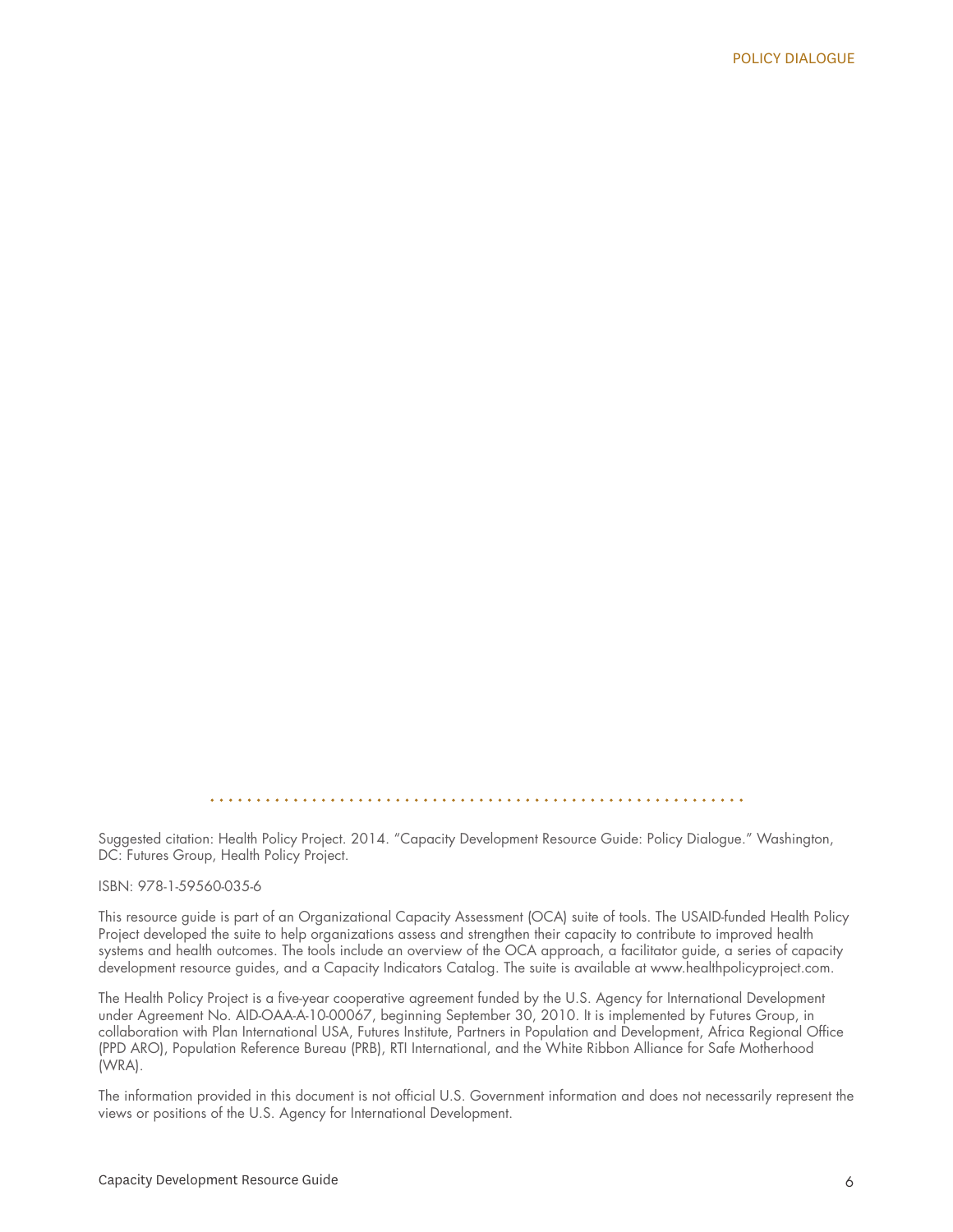Suggested citation: Health Policy Project. 2014. "Capacity Development Resource Guide: Policy Dialogue." Washington, DC: Futures Group, Health Policy Project.

ISBN: 978-1-59560-035-6

This resource guide is part of an Organizational Capacity Assessment (OCA) suite of tools. The USAID-funded Health Policy Project developed the suite to help organizations assess and strengthen their capacity to contribute to improved health systems and health outcomes. The tools include an overview of the OCA approach, a facilitator guide, a series of capacity development resource guides, and a Capacity Indicators Catalog. The suite is available at www.healthpolicyproject.com.

The Health Policy Project is a five-year cooperative agreement funded by the U.S. Agency for International Development under Agreement No. AID-OAA-A-10-00067, beginning September 30, 2010. It is implemented by Futures Group, in collaboration with Plan International USA, Futures Institute, Partners in Population and Development, Africa Regional Office (PPD ARO), Population Reference Bureau (PRB), RTI International, and the White Ribbon Alliance for Safe Motherhood (WRA).

The information provided in this document is not official U.S. Government information and does not necessarily represent the views or positions of the U.S. Agency for International Development.